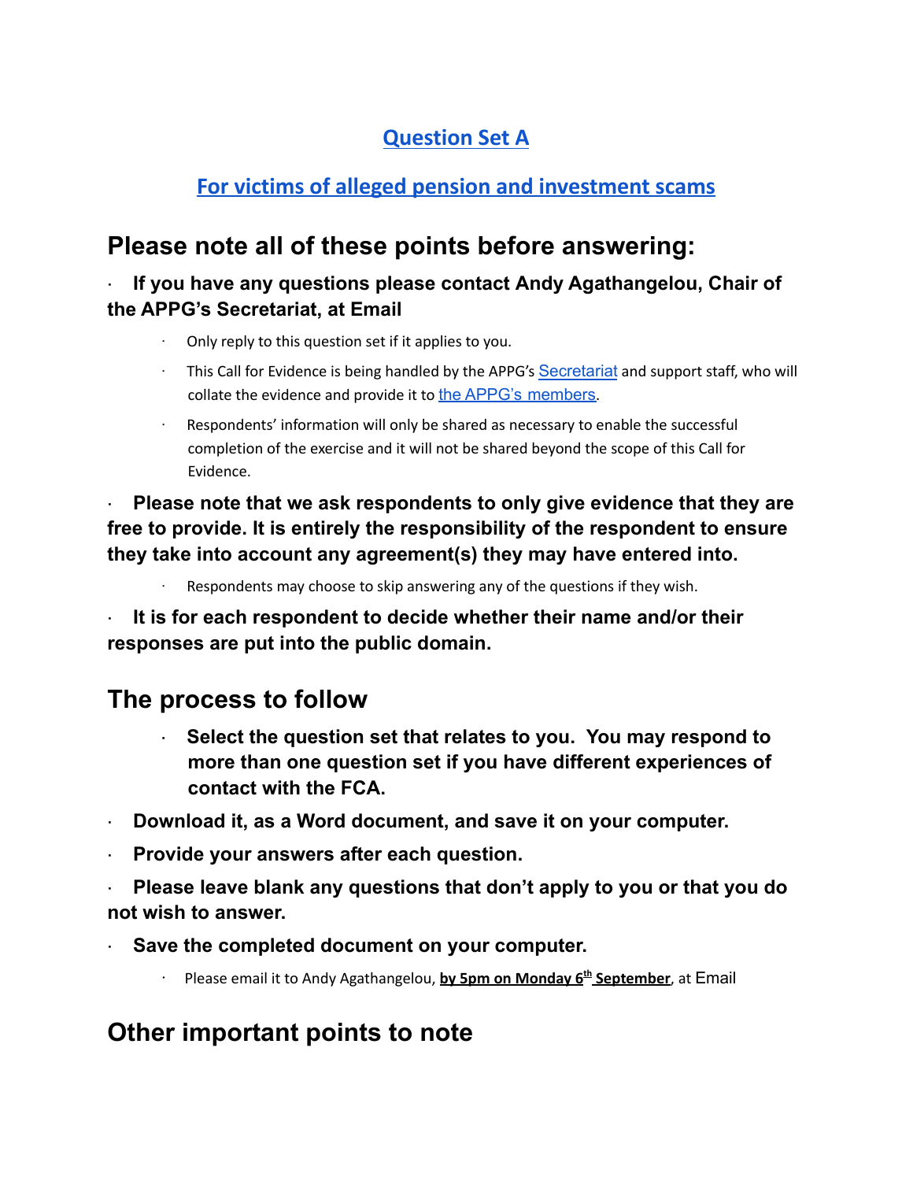## Question Set A

## For victims of alleged pension and investment scams

# Please note all of these points before answering:

- **If you have any questions please contact Andy Agathangelou, Chair of the APPG's Secretariat, at Email**
  - Only reply to this question set if it applies to you.
  - This Call for Evidence is being handled by the APPG's Secretariat and support staff, who will collate the evidence and provide it to the APPG's members.
  - Respondents' information will only be shared as necessary to enable the successful completion of the exercise and it will not be shared beyond the scope of this Call for Evidence.
- **Please note that we ask respondents to only give evidence that they are free to provide. It is entirely the responsibility of the respondent to ensure they take into account any agreement(s) they may have entered into.**
  - Respondents may choose to skip answering any of the questions if they wish.
- **It is for each respondent to decide whether their name and/or their responses are put into the public domain.**

# The process to follow

- **Select the question set that relates to you. You may respond to more than one question set if you have different experiences of contact with the FCA.**
- **Download it, as a Word document, and save it on your computer.**
- **Provide your answers after each question.**
- **Please leave blank any questions that don't apply to you or that you do not wish to answer.**
- **Save the completed document on your computer.**
  - Please email it to Andy Agathangelou, **by 5pm on Monday 6th September**, at Email

# Other important points to note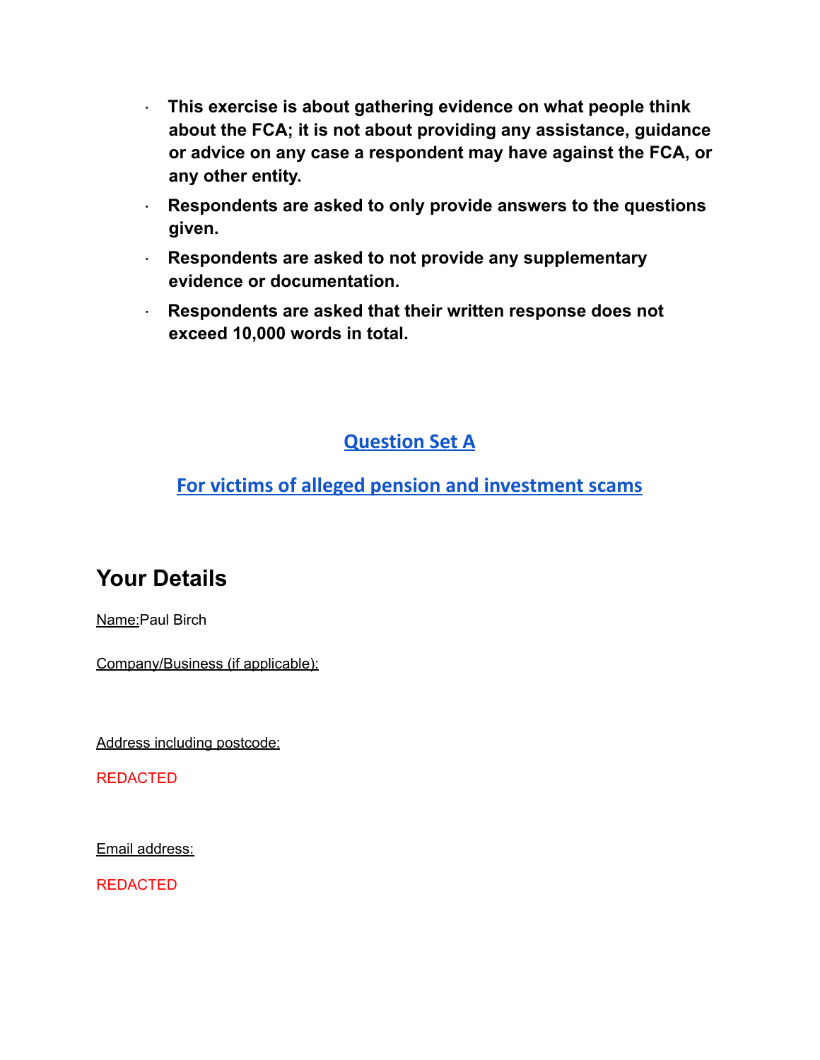- **This exercise is about gathering evidence on what people think about the FCA; it is not about providing any assistance, guidance or advice on any case a respondent may have against the FCA, or any other entity.**
- **Respondents are asked to only provide answers to the questions given.**
- **Respondents are asked to not provide any supplementary evidence or documentation.**
- **Respondents are asked that their written response does not exceed 10,000 words in total.**

## Question Set A

### For victims of alleged pension and investment scams

## Your Details

Name:Paul Birch

Company/Business (if applicable):

Address including postcode:

REDACTED

Email address:

REDACTED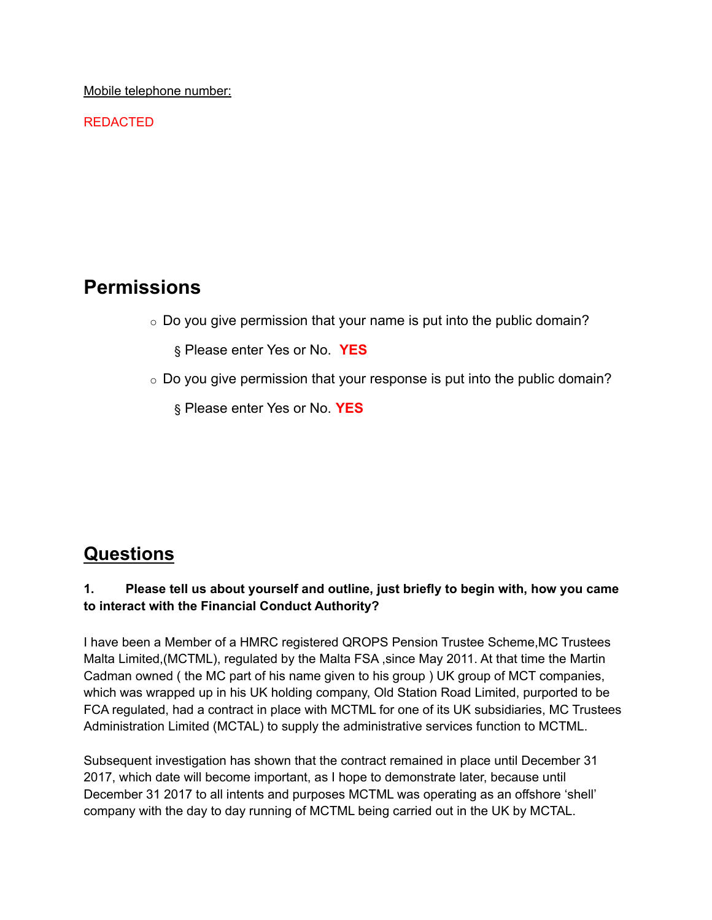Mobile telephone number:

REDACTED

## Permissions

- Do you give permission that your name is put into the public domain?
  - Please enter Yes or No. **YES**
- Do you give permission that your response is put into the public domain?
  - Please enter Yes or No. **YES**

## Questions

**1. Please tell us about yourself and outline, just briefly to begin with, how you came to interact with the Financial Conduct Authority?**

I have been a Member of a HMRC registered QROPS Pension Trustee Scheme,MC Trustees Malta Limited,(MCTML), regulated by the Malta FSA ,since May 2011. At that time the Martin Cadman owned ( the MC part of his name given to his group ) UK group of MCT companies, which was wrapped up in his UK holding company, Old Station Road Limited, purported to be FCA regulated, had a contract in place with MCTML for one of its UK subsidiaries, MC Trustees Administration Limited (MCTAL) to supply the administrative services function to MCTML.

Subsequent investigation has shown that the contract remained in place until December 31 2017, which date will become important, as I hope to demonstrate later, because until December 31 2017 to all intents and purposes MCTML was operating as an offshore 'shell' company with the day to day running of MCTML being carried out in the UK by MCTAL.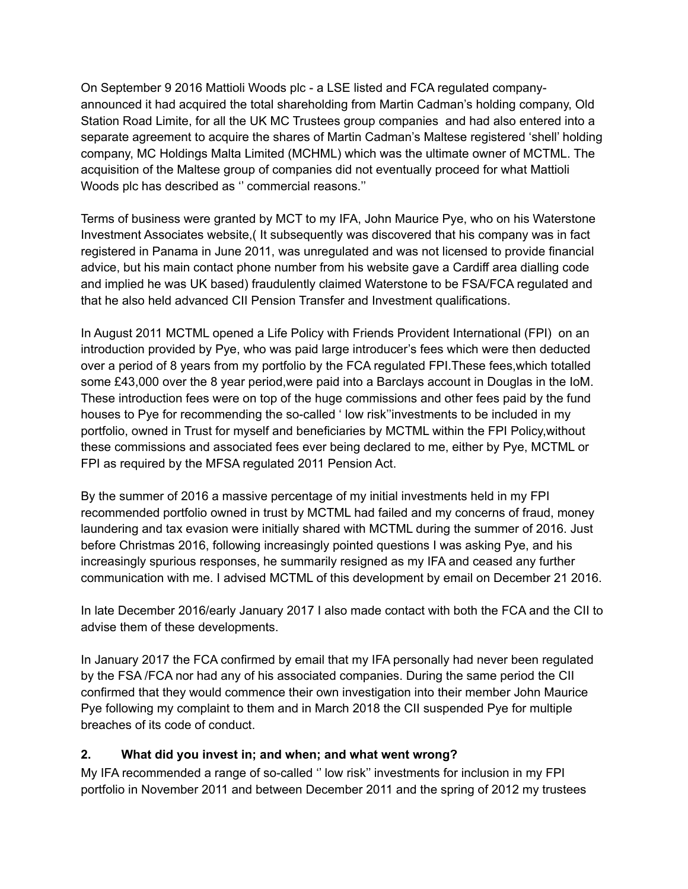On September 9 2016 Mattioli Woods plc - a LSE listed and FCA regulated company- announced it had acquired the total shareholding from Martin Cadman's holding company, Old Station Road Limite, for all the UK MC Trustees group companies and had also entered into a separate agreement to acquire the shares of Martin Cadman's Maltese registered 'shell' holding company, MC Holdings Malta Limited (MCHML) which was the ultimate owner of MCTML. The acquisition of the Maltese group of companies did not eventually proceed for what Mattioli Woods plc has described as '' commercial reasons.''

Terms of business were granted by MCT to my IFA, John Maurice Pye, who on his Waterstone Investment Associates website,( It subsequently was discovered that his company was in fact registered in Panama in June 2011, was unregulated and was not licensed to provide financial advice, but his main contact phone number from his website gave a Cardiff area dialling code and implied he was UK based) fraudulently claimed Waterstone to be FSA/FCA regulated and that he also held advanced CII Pension Transfer and Investment qualifications.

In August 2011 MCTML opened a Life Policy with Friends Provident International (FPI) on an introduction provided by Pye, who was paid large introducer's fees which were then deducted over a period of 8 years from my portfolio by the FCA regulated FPI.These fees,which totalled some £43,000 over the 8 year period,were paid into a Barclays account in Douglas in the IoM. These introduction fees were on top of the huge commissions and other fees paid by the fund houses to Pye for recommending the so-called ' low risk''investments to be included in my portfolio, owned in Trust for myself and beneficiaries by MCTML within the FPI Policy,without these commissions and associated fees ever being declared to me, either by Pye, MCTML or FPI as required by the MFSA regulated 2011 Pension Act.

By the summer of 2016 a massive percentage of my initial investments held in my FPI recommended portfolio owned in trust by MCTML had failed and my concerns of fraud, money laundering and tax evasion were initially shared with MCTML during the summer of 2016. Just before Christmas 2016, following increasingly pointed questions I was asking Pye, and his increasingly spurious responses, he summarily resigned as my IFA and ceased any further communication with me. I advised MCTML of this development by email on December 21 2016.

In late December 2016/early January 2017 I also made contact with both the FCA and the CII to advise them of these developments.

In January 2017 the FCA confirmed by email that my IFA personally had never been regulated by the FSA /FCA nor had any of his associated companies. During the same period the CII confirmed that they would commence their own investigation into their member John Maurice Pye following my complaint to them and in March 2018 the CII suspended Pye for multiple breaches of its code of conduct.

## 2. What did you invest in; and when; and what went wrong?

My IFA recommended a range of so-called '' low risk'' investments for inclusion in my FPI portfolio in November 2011 and between December 2011 and the spring of 2012 my trustees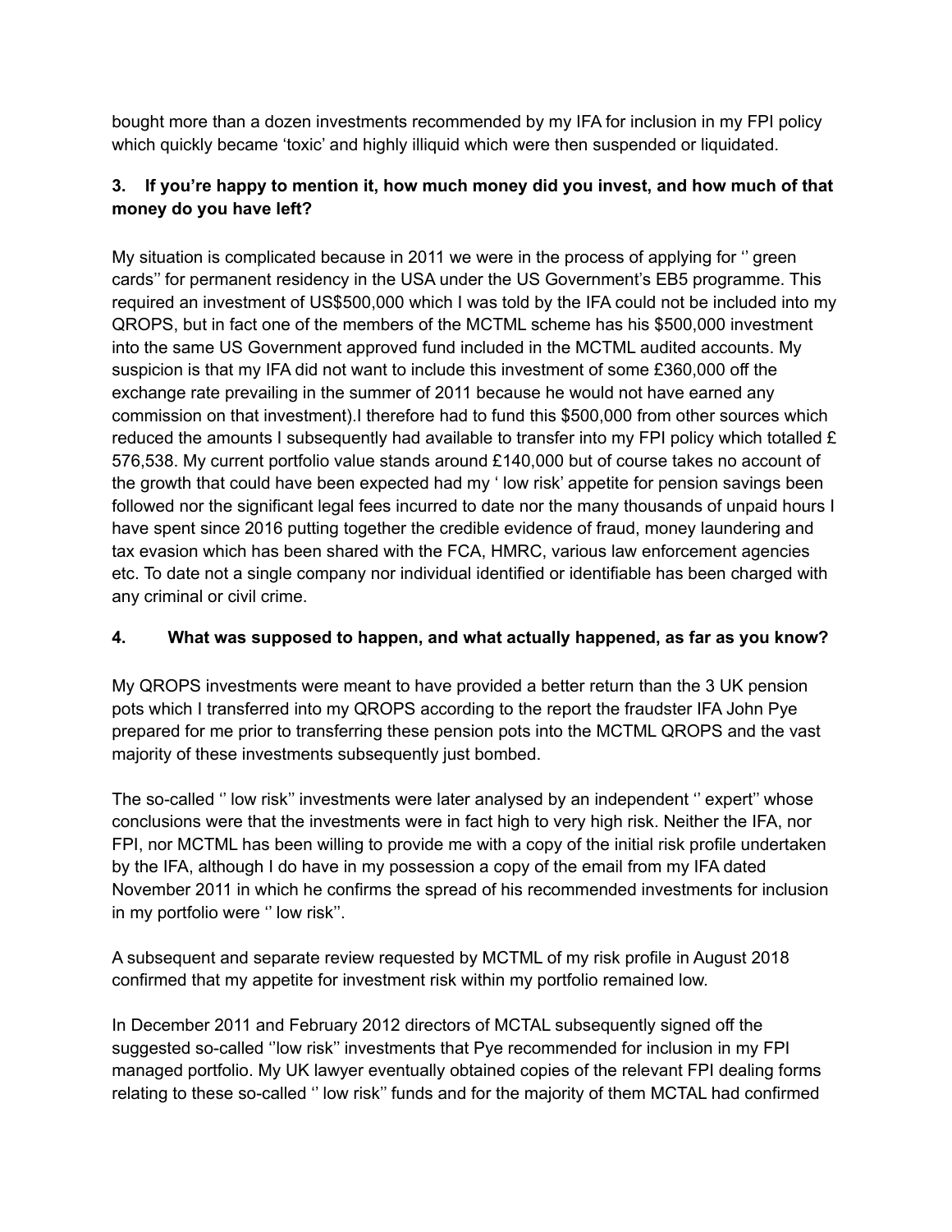bought more than a dozen investments recommended by my IFA for inclusion in my FPI policy which quickly became 'toxic' and highly illiquid which were then suspended or liquidated.

**3. If you're happy to mention it, how much money did you invest, and how much of that money do you have left?**

My situation is complicated because in 2011 we were in the process of applying for '' green cards'' for permanent residency in the USA under the US Government's EB5 programme. This required an investment of US$500,000 which I was told by the IFA could not be included into my QROPS, but in fact one of the members of the MCTML scheme has his $500,000 investment into the same US Government approved fund included in the MCTML audited accounts. My suspicion is that my IFA did not want to include this investment of some £360,000 off the exchange rate prevailing in the summer of 2011 because he would not have earned any commission on that investment).I therefore had to fund this $500,000 from other sources which reduced the amounts I subsequently had available to transfer into my FPI policy which totalled £ 576,538. My current portfolio value stands around £140,000 but of course takes no account of the growth that could have been expected had my ' low risk' appetite for pension savings been followed nor the significant legal fees incurred to date nor the many thousands of unpaid hours I have spent since 2016 putting together the credible evidence of fraud, money laundering and tax evasion which has been shared with the FCA, HMRC, various law enforcement agencies etc. To date not a single company nor individual identified or identifiable has been charged with any criminal or civil crime.

**4. What was supposed to happen, and what actually happened, as far as you know?**

My QROPS investments were meant to have provided a better return than the 3 UK pension pots which I transferred into my QROPS according to the report the fraudster IFA John Pye prepared for me prior to transferring these pension pots into the MCTML QROPS and the vast majority of these investments subsequently just bombed.

The so-called '' low risk'' investments were later analysed by an independent '' expert'' whose conclusions were that the investments were in fact high to very high risk. Neither the IFA, nor FPI, nor MCTML has been willing to provide me with a copy of the initial risk profile undertaken by the IFA, although I do have in my possession a copy of the email from my IFA dated November 2011 in which he confirms the spread of his recommended investments for inclusion in my portfolio were '' low risk''.

A subsequent and separate review requested by MCTML of my risk profile in August 2018 confirmed that my appetite for investment risk within my portfolio remained low.

In December 2011 and February 2012 directors of MCTAL subsequently signed off the suggested so-called ''low risk'' investments that Pye recommended for inclusion in my FPI managed portfolio. My UK lawyer eventually obtained copies of the relevant FPI dealing forms relating to these so-called '' low risk'' funds and for the majority of them MCTAL had confirmed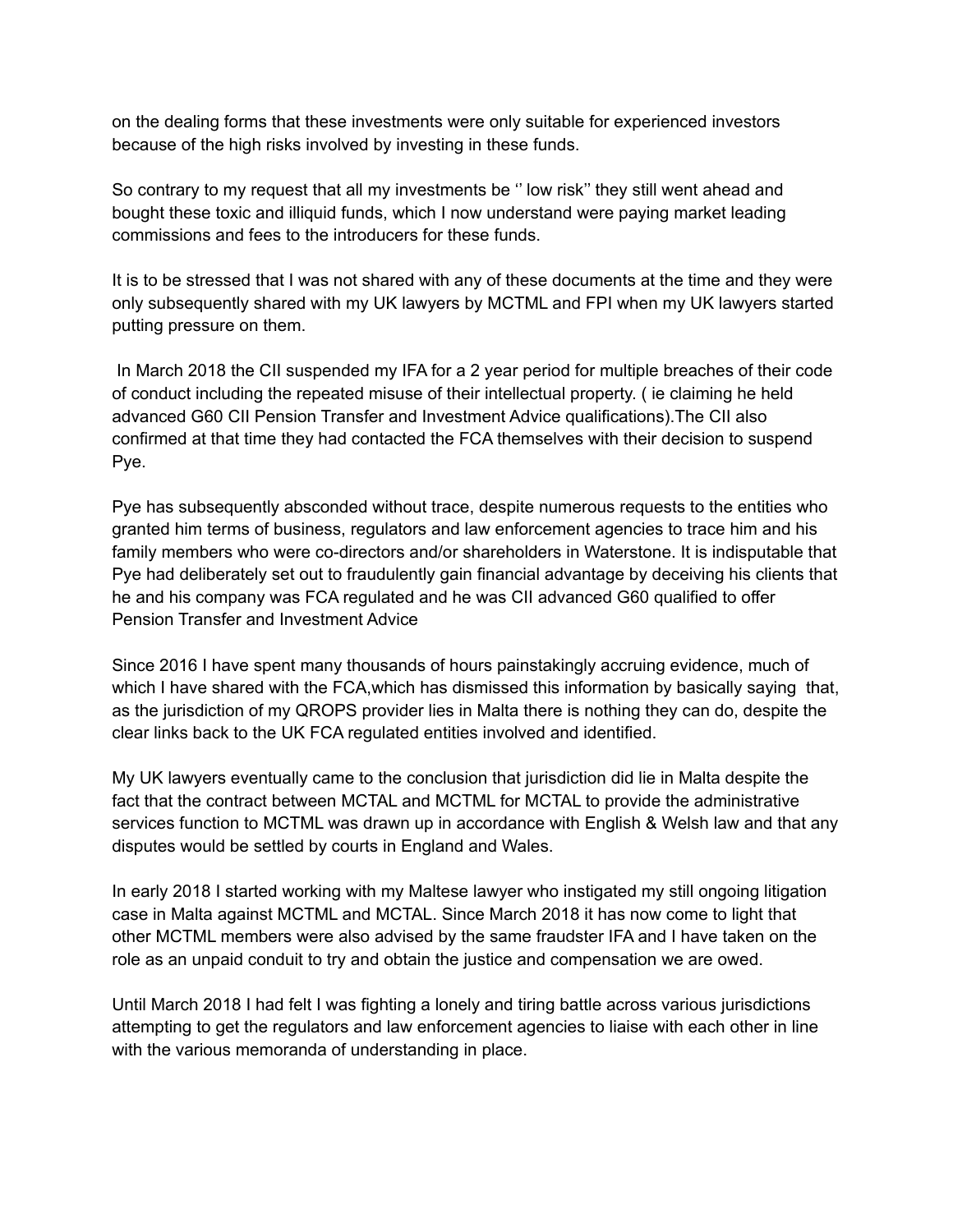on the dealing forms that these investments were only suitable for experienced investors because of the high risks involved by investing in these funds.

So contrary to my request that all my investments be '' low risk'' they still went ahead and bought these toxic and illiquid funds, which I now understand were paying market leading commissions and fees to the introducers for these funds.

It is to be stressed that I was not shared with any of these documents at the time and they were only subsequently shared with my UK lawyers by MCTML and FPI when my UK lawyers started putting pressure on them.

In March 2018 the CII suspended my IFA for a 2 year period for multiple breaches of their code of conduct including the repeated misuse of their intellectual property. ( ie claiming he held advanced G60 CII Pension Transfer and Investment Advice qualifications).The CII also confirmed at that time they had contacted the FCA themselves with their decision to suspend Pye.

Pye has subsequently absconded without trace, despite numerous requests to the entities who granted him terms of business, regulators and law enforcement agencies to trace him and his family members who were co-directors and/or shareholders in Waterstone. It is indisputable that Pye had deliberately set out to fraudulently gain financial advantage by deceiving his clients that he and his company was FCA regulated and he was CII advanced G60 qualified to offer Pension Transfer and Investment Advice

Since 2016 I have spent many thousands of hours painstakingly accruing evidence, much of which I have shared with the FCA,which has dismissed this information by basically saying that, as the jurisdiction of my QROPS provider lies in Malta there is nothing they can do, despite the clear links back to the UK FCA regulated entities involved and identified.

My UK lawyers eventually came to the conclusion that jurisdiction did lie in Malta despite the fact that the contract between MCTAL and MCTML for MCTAL to provide the administrative services function to MCTML was drawn up in accordance with English & Welsh law and that any disputes would be settled by courts in England and Wales.

In early 2018 I started working with my Maltese lawyer who instigated my still ongoing litigation case in Malta against MCTML and MCTAL. Since March 2018 it has now come to light that other MCTML members were also advised by the same fraudster IFA and I have taken on the role as an unpaid conduit to try and obtain the justice and compensation we are owed.

Until March 2018 I had felt I was fighting a lonely and tiring battle across various jurisdictions attempting to get the regulators and law enforcement agencies to liaise with each other in line with the various memoranda of understanding in place.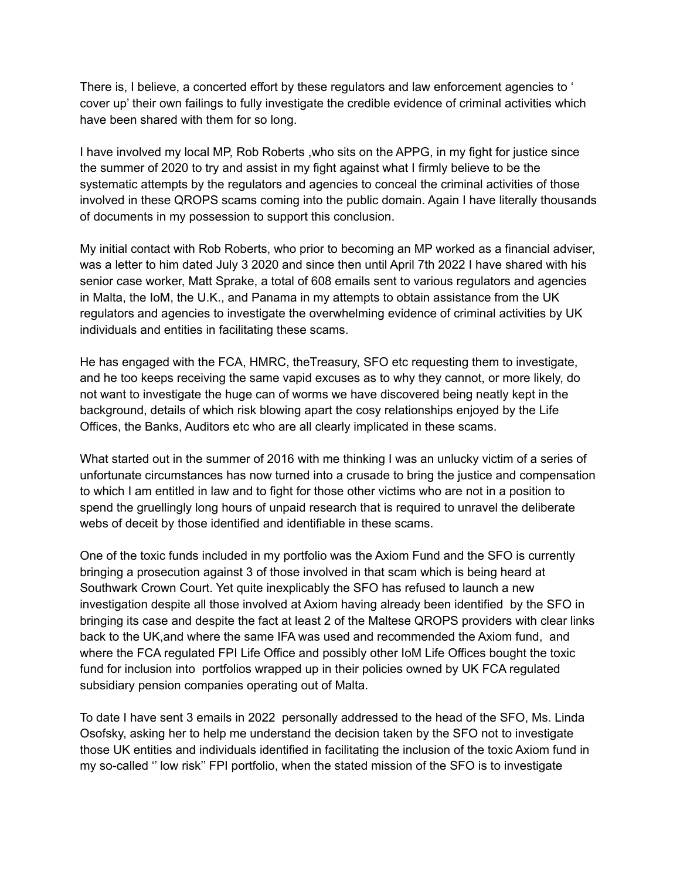There is, I believe, a concerted effort by these regulators and law enforcement agencies to ' cover up' their own failings to fully investigate the credible evidence of criminal activities which have been shared with them for so long.

I have involved my local MP, Rob Roberts ,who sits on the APPG, in my fight for justice since the summer of 2020 to try and assist in my fight against what I firmly believe to be the systematic attempts by the regulators and agencies to conceal the criminal activities of those involved in these QROPS scams coming into the public domain. Again I have literally thousands of documents in my possession to support this conclusion.

My initial contact with Rob Roberts, who prior to becoming an MP worked as a financial adviser, was a letter to him dated July 3 2020 and since then until April 7th 2022 I have shared with his senior case worker, Matt Sprake, a total of 608 emails sent to various regulators and agencies in Malta, the IoM, the U.K., and Panama in my attempts to obtain assistance from the UK regulators and agencies to investigate the overwhelming evidence of criminal activities by UK individuals and entities in facilitating these scams.

He has engaged with the FCA, HMRC, theTreasury, SFO etc requesting them to investigate, and he too keeps receiving the same vapid excuses as to why they cannot, or more likely, do not want to investigate the huge can of worms we have discovered being neatly kept in the background, details of which risk blowing apart the cosy relationships enjoyed by the Life Offices, the Banks, Auditors etc who are all clearly implicated in these scams.

What started out in the summer of 2016 with me thinking I was an unlucky victim of a series of unfortunate circumstances has now turned into a crusade to bring the justice and compensation to which I am entitled in law and to fight for those other victims who are not in a position to spend the gruellingly long hours of unpaid research that is required to unravel the deliberate webs of deceit by those identified and identifiable in these scams.

One of the toxic funds included in my portfolio was the Axiom Fund and the SFO is currently bringing a prosecution against 3 of those involved in that scam which is being heard at Southwark Crown Court. Yet quite inexplicably the SFO has refused to launch a new investigation despite all those involved at Axiom having already been identified by the SFO in bringing its case and despite the fact at least 2 of the Maltese QROPS providers with clear links back to the UK,and where the same IFA was used and recommended the Axiom fund, and where the FCA regulated FPI Life Office and possibly other IoM Life Offices bought the toxic fund for inclusion into portfolios wrapped up in their policies owned by UK FCA regulated subsidiary pension companies operating out of Malta.

To date I have sent 3 emails in 2022 personally addressed to the head of the SFO, Ms. Linda Osofsky, asking her to help me understand the decision taken by the SFO not to investigate those UK entities and individuals identified in facilitating the inclusion of the toxic Axiom fund in my so-called '' low risk'' FPI portfolio, when the stated mission of the SFO is to investigate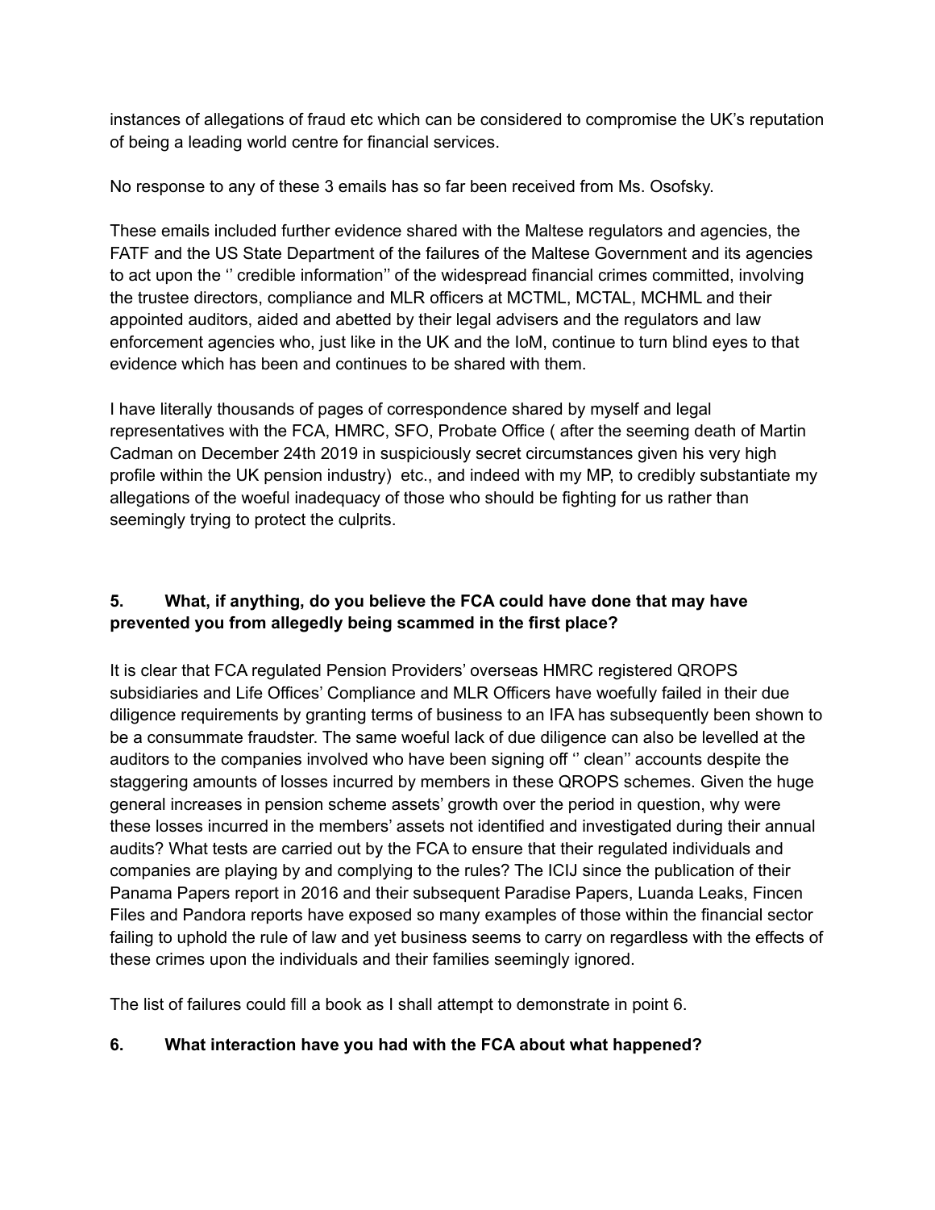instances of allegations of fraud etc which can be considered to compromise the UK's reputation of being a leading world centre for financial services.

No response to any of these 3 emails has so far been received from Ms. Osofsky.

These emails included further evidence shared with the Maltese regulators and agencies, the FATF and the US State Department of the failures of the Maltese Government and its agencies to act upon the '' credible information'' of the widespread financial crimes committed, involving the trustee directors, compliance and MLR officers at MCTML, MCTAL, MCHML and their appointed auditors, aided and abetted by their legal advisers and the regulators and law enforcement agencies who, just like in the UK and the IoM, continue to turn blind eyes to that evidence which has been and continues to be shared with them.

I have literally thousands of pages of correspondence shared by myself and legal representatives with the FCA, HMRC, SFO, Probate Office ( after the seeming death of Martin Cadman on December 24th 2019 in suspiciously secret circumstances given his very high profile within the UK pension industry) etc., and indeed with my MP, to credibly substantiate my allegations of the woeful inadequacy of those who should be fighting for us rather than seemingly trying to protect the culprits.

**5. What, if anything, do you believe the FCA could have done that may have prevented you from allegedly being scammed in the first place?**

It is clear that FCA regulated Pension Providers' overseas HMRC registered QROPS subsidiaries and Life Offices' Compliance and MLR Officers have woefully failed in their due diligence requirements by granting terms of business to an IFA has subsequently been shown to be a consummate fraudster. The same woeful lack of due diligence can also be levelled at the auditors to the companies involved who have been signing off '' clean'' accounts despite the staggering amounts of losses incurred by members in these QROPS schemes. Given the huge general increases in pension scheme assets' growth over the period in question, why were these losses incurred in the members' assets not identified and investigated during their annual audits? What tests are carried out by the FCA to ensure that their regulated individuals and companies are playing by and complying to the rules? The ICIJ since the publication of their Panama Papers report in 2016 and their subsequent Paradise Papers, Luanda Leaks, Fincen Files and Pandora reports have exposed so many examples of those within the financial sector failing to uphold the rule of law and yet business seems to carry on regardless with the effects of these crimes upon the individuals and their families seemingly ignored.

The list of failures could fill a book as I shall attempt to demonstrate in point 6.

**6. What interaction have you had with the FCA about what happened?**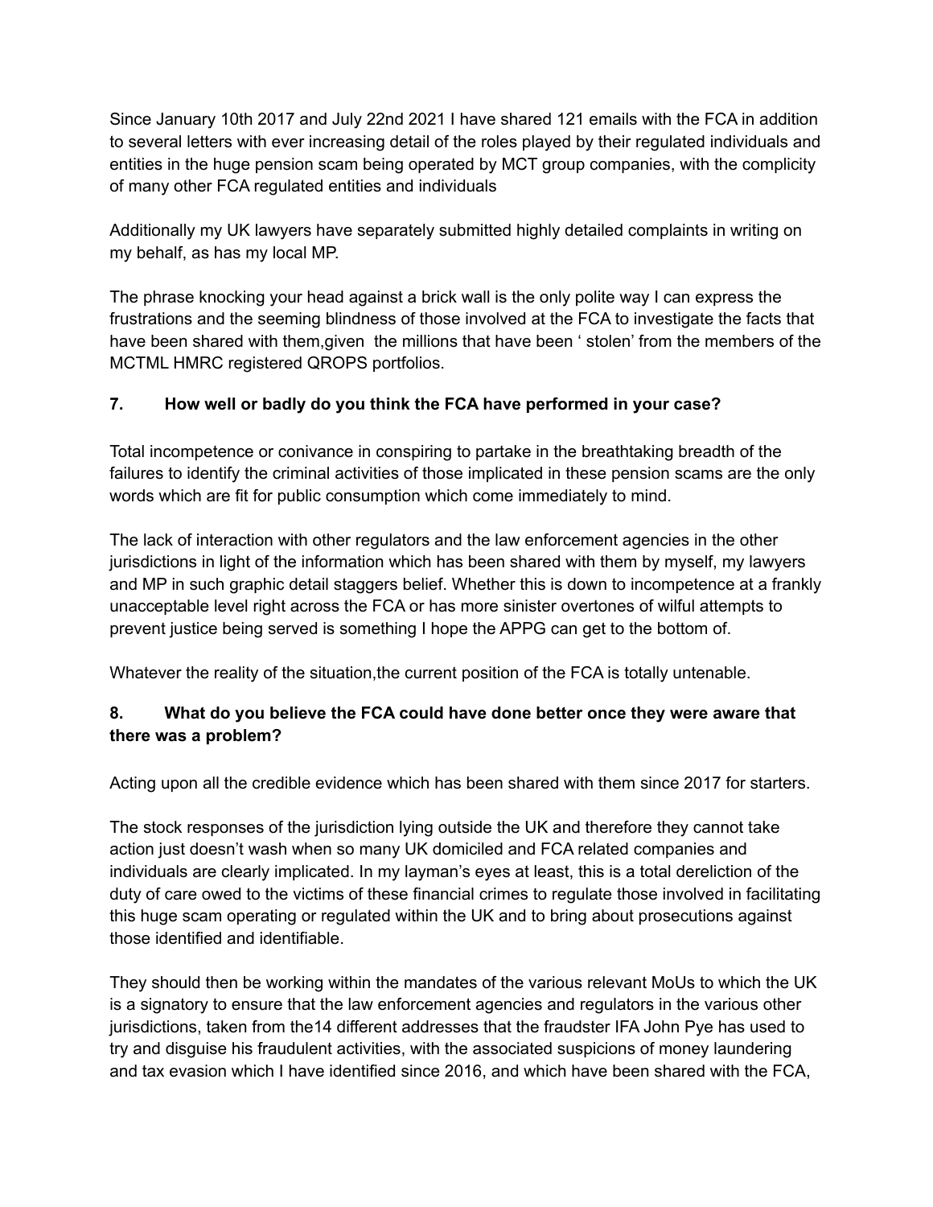Since January 10th 2017 and July 22nd 2021 I have shared 121 emails with the FCA in addition to several letters with ever increasing detail of the roles played by their regulated individuals and entities in the huge pension scam being operated by MCT group companies, with the complicity of many other FCA regulated entities and individuals

Additionally my UK lawyers have separately submitted highly detailed complaints in writing on my behalf, as has my local MP.

The phrase knocking your head against a brick wall is the only polite way I can express the frustrations and the seeming blindness of those involved at the FCA to investigate the facts that have been shared with them,given  the millions that have been ‘ stolen’ from the members of the MCTML HMRC registered QROPS portfolios.

**7. How well or badly do you think the FCA have performed in your case?**

Total incompetence or conivance in conspiring to partake in the breathtaking breadth of the failures to identify the criminal activities of those implicated in these pension scams are the only words which are fit for public consumption which come immediately to mind.

The lack of interaction with other regulators and the law enforcement agencies in the other jurisdictions in light of the information which has been shared with them by myself, my lawyers and MP in such graphic detail staggers belief. Whether this is down to incompetence at a frankly unacceptable level right across the FCA or has more sinister overtones of wilful attempts to prevent justice being served is something I hope the APPG can get to the bottom of.

Whatever the reality of the situation,the current position of the FCA is totally untenable.

**8. What do you believe the FCA could have done better once they were aware that there was a problem?**

Acting upon all the credible evidence which has been shared with them since 2017 for starters.

The stock responses of the jurisdiction lying outside the UK and therefore they cannot take action just doesn't wash when so many UK domiciled and FCA related companies and individuals are clearly implicated. In my layman's eyes at least, this is a total dereliction of the duty of care owed to the victims of these financial crimes to regulate those involved in facilitating this huge scam operating or regulated within the UK and to bring about prosecutions against those identified and identifiable.

They should then be working within the mandates of the various relevant MoUs to which the UK is a signatory to ensure that the law enforcement agencies and regulators in the various other jurisdictions, taken from the14 different addresses that the fraudster IFA John Pye has used to try and disguise his fraudulent activities, with the associated suspicions of money laundering and tax evasion which I have identified since 2016, and which have been shared with the FCA,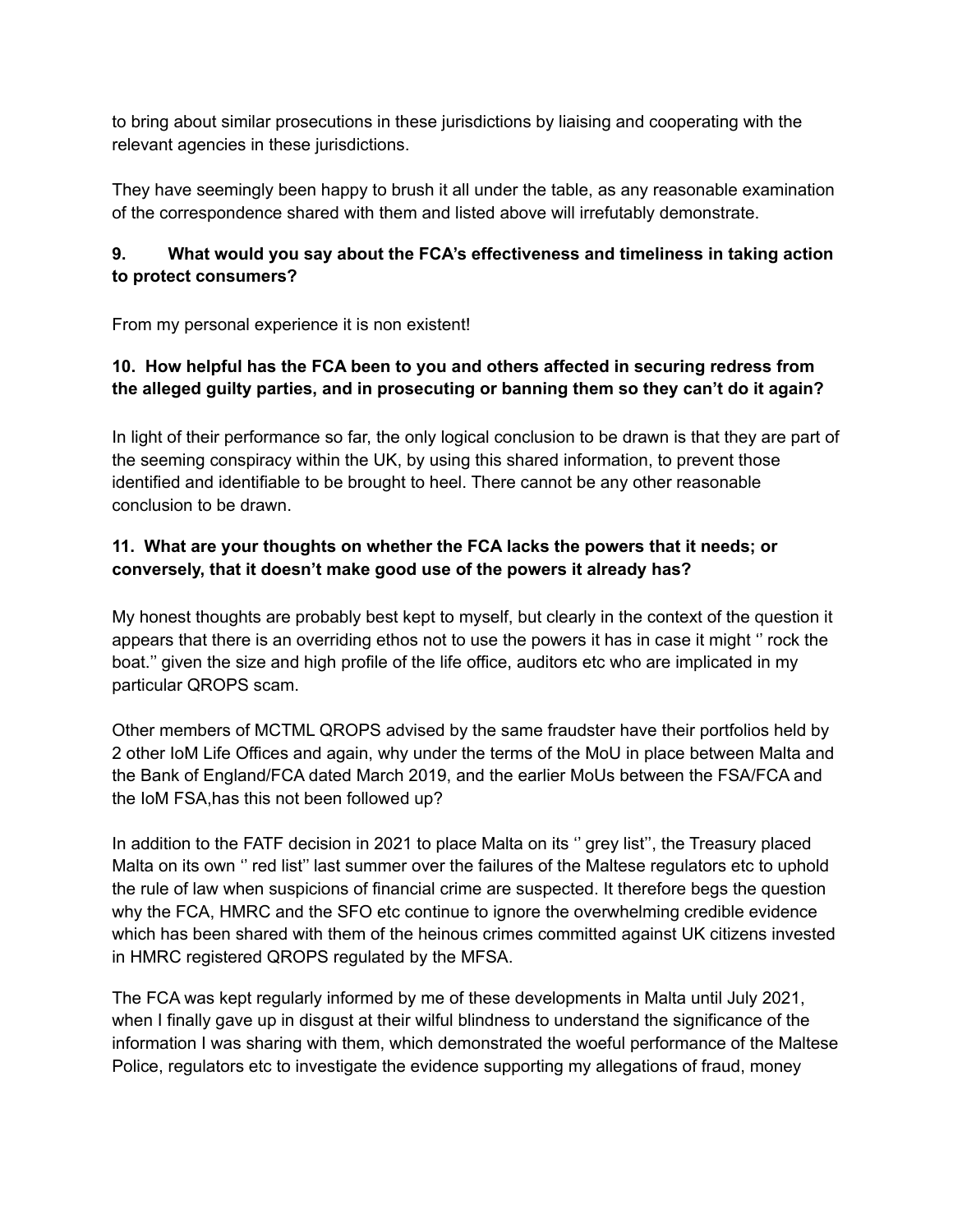to bring about similar prosecutions in these jurisdictions by liaising and cooperating with the relevant agencies in these jurisdictions.

They have seemingly been happy to brush it all under the table, as any reasonable examination of the correspondence shared with them and listed above will irrefutably demonstrate.

**9. What would you say about the FCA's effectiveness and timeliness in taking action to protect consumers?**

From my personal experience it is non existent!

**10. How helpful has the FCA been to you and others affected in securing redress from the alleged guilty parties, and in prosecuting or banning them so they can't do it again?**

In light of their performance so far, the only logical conclusion to be drawn is that they are part of the seeming conspiracy within the UK, by using this shared information, to prevent those identified and identifiable to be brought to heel. There cannot be any other reasonable conclusion to be drawn.

**11. What are your thoughts on whether the FCA lacks the powers that it needs; or conversely, that it doesn't make good use of the powers it already has?**

My honest thoughts are probably best kept to myself, but clearly in the context of the question it appears that there is an overriding ethos not to use the powers it has in case it might '' rock the boat.'' given the size and high profile of the life office, auditors etc who are implicated in my particular QROPS scam.

Other members of MCTML QROPS advised by the same fraudster have their portfolios held by 2 other IoM Life Offices and again, why under the terms of the MoU in place between Malta and the Bank of England/FCA dated March 2019, and the earlier MoUs between the FSA/FCA and the IoM FSA,has this not been followed up?

In addition to the FATF decision in 2021 to place Malta on its '' grey list'', the Treasury placed Malta on its own '' red list'' last summer over the failures of the Maltese regulators etc to uphold the rule of law when suspicions of financial crime are suspected. It therefore begs the question why the FCA, HMRC and the SFO etc continue to ignore the overwhelming credible evidence which has been shared with them of the heinous crimes committed against UK citizens invested in HMRC registered QROPS regulated by the MFSA.

The FCA was kept regularly informed by me of these developments in Malta until July 2021, when I finally gave up in disgust at their wilful blindness to understand the significance of the information I was sharing with them, which demonstrated the woeful performance of the Maltese Police, regulators etc to investigate the evidence supporting my allegations of fraud, money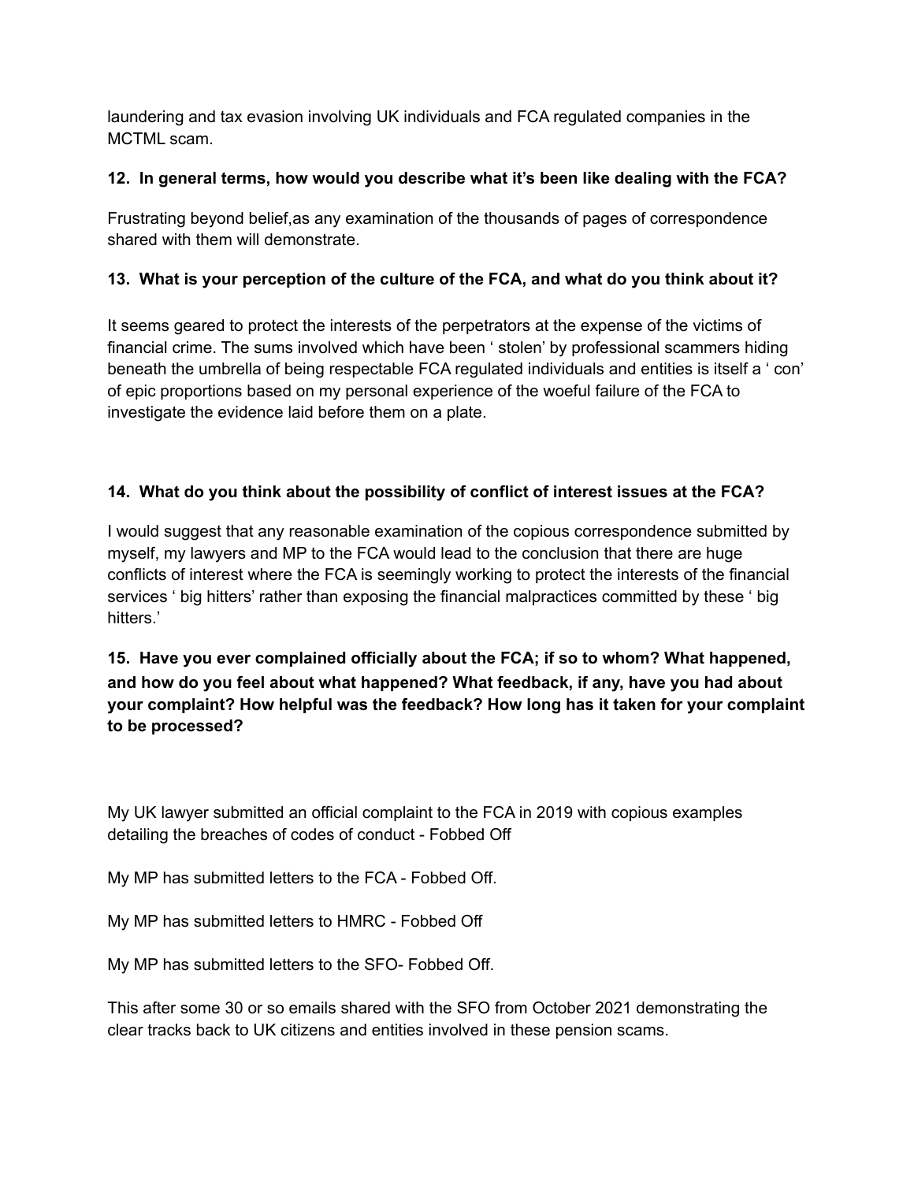laundering and tax evasion involving UK individuals and FCA regulated companies in the MCTML scam.

**12. In general terms, how would you describe what it's been like dealing with the FCA?**

Frustrating beyond belief,as any examination of the thousands of pages of correspondence shared with them will demonstrate.

**13. What is your perception of the culture of the FCA, and what do you think about it?**

It seems geared to protect the interests of the perpetrators at the expense of the victims of financial crime. The sums involved which have been ' stolen' by professional scammers hiding beneath the umbrella of being respectable FCA regulated individuals and entities is itself a ' con' of epic proportions based on my personal experience of the woeful failure of the FCA to investigate the evidence laid before them on a plate.

**14. What do you think about the possibility of conflict of interest issues at the FCA?**

I would suggest that any reasonable examination of the copious correspondence submitted by myself, my lawyers and MP to the FCA would lead to the conclusion that there are huge conflicts of interest where the FCA is seemingly working to protect the interests of the financial services ' big hitters' rather than exposing the financial malpractices committed by these ' big hitters.'

**15. Have you ever complained officially about the FCA; if so to whom? What happened, and how do you feel about what happened? What feedback, if any, have you had about your complaint? How helpful was the feedback? How long has it taken for your complaint to be processed?**

My UK lawyer submitted an official complaint to the FCA in 2019 with copious examples detailing the breaches of codes of conduct - Fobbed Off

My MP has submitted letters to the FCA - Fobbed Off.

My MP has submitted letters to HMRC - Fobbed Off

My MP has submitted letters to the SFO- Fobbed Off.

This after some 30 or so emails shared with the SFO from October 2021 demonstrating the clear tracks back to UK citizens and entities involved in these pension scams.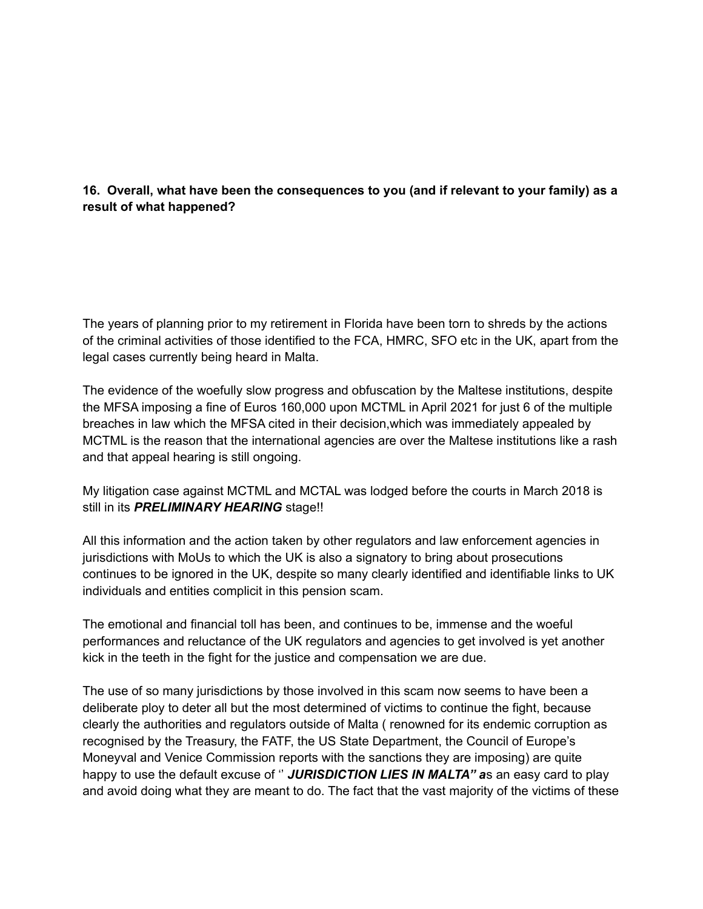**16. Overall, what have been the consequences to you (and if relevant to your family) as a result of what happened?**

The years of planning prior to my retirement in Florida have been torn to shreds by the actions of the criminal activities of those identified to the FCA, HMRC, SFO etc in the UK, apart from the legal cases currently being heard in Malta.

The evidence of the woefully slow progress and obfuscation by the Maltese institutions, despite the MFSA imposing a fine of Euros 160,000 upon MCTML in April 2021 for just 6 of the multiple breaches in law which the MFSA cited in their decision,which was immediately appealed by MCTML is the reason that the international agencies are over the Maltese institutions like a rash and that appeal hearing is still ongoing.

My litigation case against MCTML and MCTAL was lodged before the courts in March 2018 is still in its ***PRELIMINARY HEARING*** stage!!

All this information and the action taken by other regulators and law enforcement agencies in jurisdictions with MoUs to which the UK is also a signatory to bring about prosecutions continues to be ignored in the UK, despite so many clearly identified and identifiable links to UK individuals and entities complicit in this pension scam.

The emotional and financial toll has been, and continues to be, immense and the woeful performances and reluctance of the UK regulators and agencies to get involved is yet another kick in the teeth in the fight for the justice and compensation we are due.

The use of so many jurisdictions by those involved in this scam now seems to have been a deliberate ploy to deter all but the most determined of victims to continue the fight, because clearly the authorities and regulators outside of Malta ( renowned for its endemic corruption as recognised by the Treasury, the FATF, the US State Department, the Council of Europe's Moneyval and Venice Commission reports with the sanctions they are imposing) are quite happy to use the default excuse of '' ***JURISDICTION LIES IN MALTA" a***s an easy card to play and avoid doing what they are meant to do. The fact that the vast majority of the victims of these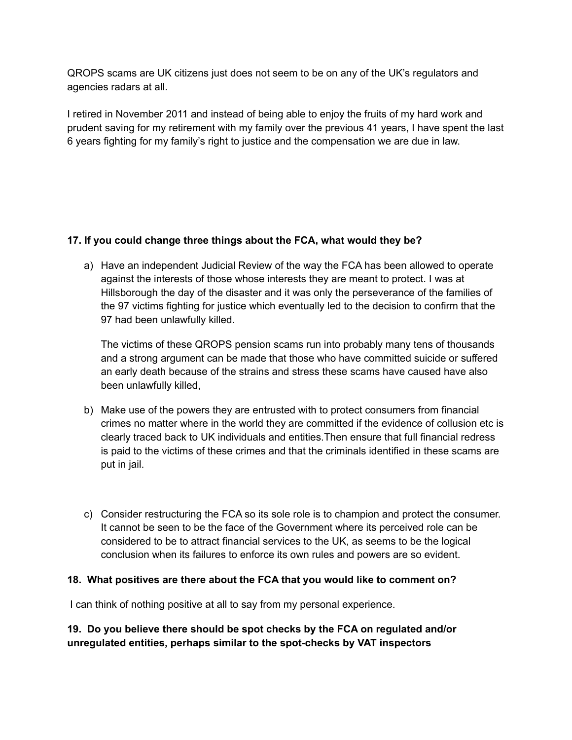QROPS scams are UK citizens just does not seem to be on any of the UK's regulators and agencies radars at all.

I retired in November 2011 and instead of being able to enjoy the fruits of my hard work and prudent saving for my retirement with my family over the previous 41 years, I have spent the last 6 years fighting for my family's right to justice and the compensation we are due in law.

**17. If you could change three things about the FCA, what would they be?**

a) Have an independent Judicial Review of the way the FCA has been allowed to operate against the interests of those whose interests they are meant to protect. I was at Hillsborough the day of the disaster and it was only the perseverance of the families of the 97 victims fighting for justice which eventually led to the decision to confirm that the 97 had been unlawfully killed.

   The victims of these QROPS pension scams run into probably many tens of thousands and a strong argument can be made that those who have committed suicide or suffered an early death because of the strains and stress these scams have caused have also been unlawfully killed,

b) Make use of the powers they are entrusted with to protect consumers from financial crimes no matter where in the world they are committed if the evidence of collusion etc is clearly traced back to UK individuals and entities.Then ensure that full financial redress is paid to the victims of these crimes and that the criminals identified in these scams are put in jail.

c) Consider restructuring the FCA so its sole role is to champion and protect the consumer. It cannot be seen to be the face of the Government where its perceived role can be considered to be to attract financial services to the UK, as seems to be the logical conclusion when its failures to enforce its own rules and powers are so evident.

**18. What positives are there about the FCA that you would like to comment on?**

I can think of nothing positive at all to say from my personal experience.

**19. Do you believe there should be spot checks by the FCA on regulated and/or unregulated entities, perhaps similar to the spot-checks by VAT inspectors**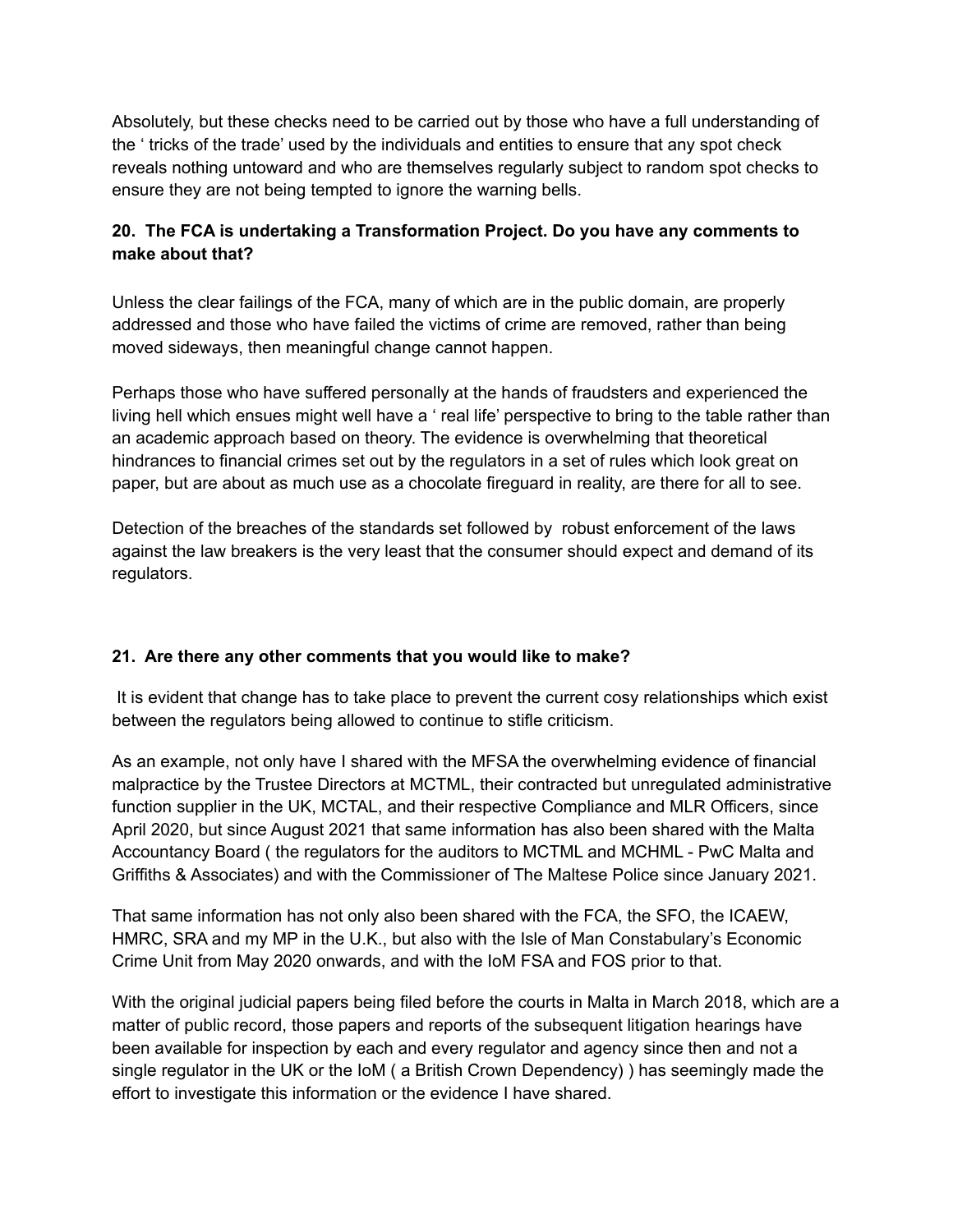Absolutely, but these checks need to be carried out by those who have a full understanding of the ' tricks of the trade' used by the individuals and entities to ensure that any spot check reveals nothing untoward and who are themselves regularly subject to random spot checks to ensure they are not being tempted to ignore the warning bells.

**20. The FCA is undertaking a Transformation Project. Do you have any comments to make about that?**

Unless the clear failings of the FCA, many of which are in the public domain, are properly addressed and those who have failed the victims of crime are removed, rather than being moved sideways, then meaningful change cannot happen.

Perhaps those who have suffered personally at the hands of fraudsters and experienced the living hell which ensues might well have a ' real life' perspective to bring to the table rather than an academic approach based on theory. The evidence is overwhelming that theoretical hindrances to financial crimes set out by the regulators in a set of rules which look great on paper, but are about as much use as a chocolate fireguard in reality, are there for all to see.

Detection of the breaches of the standards set followed by robust enforcement of the laws against the law breakers is the very least that the consumer should expect and demand of its regulators.

**21. Are there any other comments that you would like to make?**

It is evident that change has to take place to prevent the current cosy relationships which exist between the regulators being allowed to continue to stifle criticism.

As an example, not only have I shared with the MFSA the overwhelming evidence of financial malpractice by the Trustee Directors at MCTML, their contracted but unregulated administrative function supplier in the UK, MCTAL, and their respective Compliance and MLR Officers, since April 2020, but since August 2021 that same information has also been shared with the Malta Accountancy Board ( the regulators for the auditors to MCTML and MCHML - PwC Malta and Griffiths & Associates) and with the Commissioner of The Maltese Police since January 2021.

That same information has not only also been shared with the FCA, the SFO, the ICAEW, HMRC, SRA and my MP in the U.K., but also with the Isle of Man Constabulary's Economic Crime Unit from May 2020 onwards, and with the IoM FSA and FOS prior to that.

With the original judicial papers being filed before the courts in Malta in March 2018, which are a matter of public record, those papers and reports of the subsequent litigation hearings have been available for inspection by each and every regulator and agency since then and not a single regulator in the UK or the IoM ( a British Crown Dependency) ) has seemingly made the effort to investigate this information or the evidence I have shared.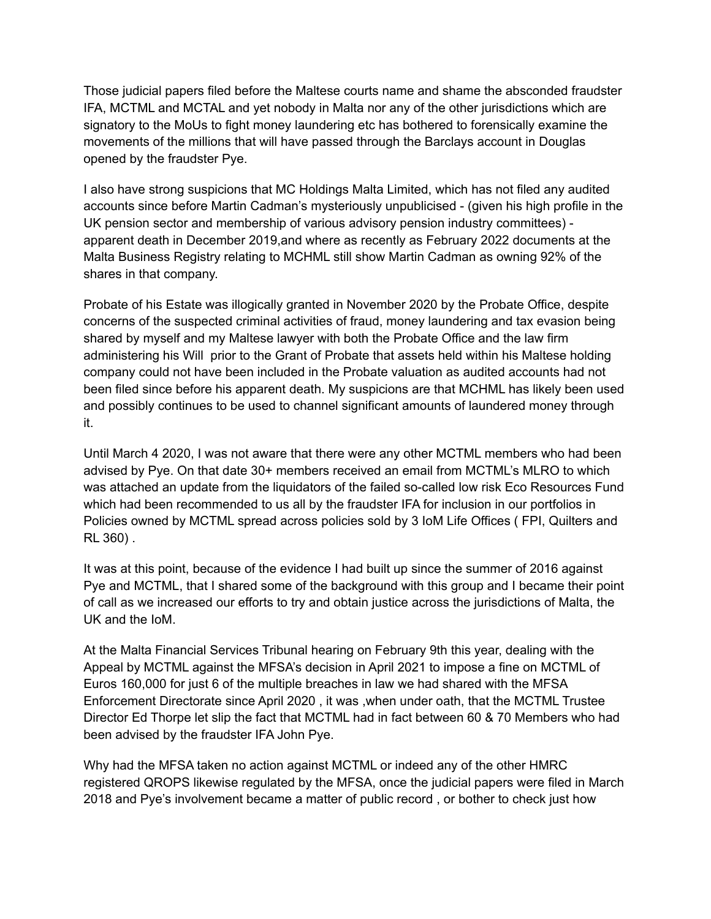Those judicial papers filed before the Maltese courts name and shame the absconded fraudster IFA, MCTML and MCTAL and yet nobody in Malta nor any of the other jurisdictions which are signatory to the MoUs to fight money laundering etc has bothered to forensically examine the movements of the millions that will have passed through the Barclays account in Douglas opened by the fraudster Pye.

I also have strong suspicions that MC Holdings Malta Limited, which has not filed any audited accounts since before Martin Cadman's mysteriously unpublicised - (given his high profile in the UK pension sector and membership of various advisory pension industry committees) - apparent death in December 2019,and where as recently as February 2022 documents at the Malta Business Registry relating to MCHML still show Martin Cadman as owning 92% of the shares in that company.

Probate of his Estate was illogically granted in November 2020 by the Probate Office, despite concerns of the suspected criminal activities of fraud, money laundering and tax evasion being shared by myself and my Maltese lawyer with both the Probate Office and the law firm administering his Will prior to the Grant of Probate that assets held within his Maltese holding company could not have been included in the Probate valuation as audited accounts had not been filed since before his apparent death. My suspicions are that MCHML has likely been used and possibly continues to be used to channel significant amounts of laundered money through it.

Until March 4 2020, I was not aware that there were any other MCTML members who had been advised by Pye. On that date 30+ members received an email from MCTML's MLRO to which was attached an update from the liquidators of the failed so-called low risk Eco Resources Fund which had been recommended to us all by the fraudster IFA for inclusion in our portfolios in Policies owned by MCTML spread across policies sold by 3 IoM Life Offices ( FPI, Quilters and RL 360) .

It was at this point, because of the evidence I had built up since the summer of 2016 against Pye and MCTML, that I shared some of the background with this group and I became their point of call as we increased our efforts to try and obtain justice across the jurisdictions of Malta, the UK and the IoM.

At the Malta Financial Services Tribunal hearing on February 9th this year, dealing with the Appeal by MCTML against the MFSA's decision in April 2021 to impose a fine on MCTML of Euros 160,000 for just 6 of the multiple breaches in law we had shared with the MFSA Enforcement Directorate since April 2020 , it was ,when under oath, that the MCTML Trustee Director Ed Thorpe let slip the fact that MCTML had in fact between 60 & 70 Members who had been advised by the fraudster IFA John Pye.

Why had the MFSA taken no action against MCTML or indeed any of the other HMRC registered QROPS likewise regulated by the MFSA, once the judicial papers were filed in March 2018 and Pye's involvement became a matter of public record , or bother to check just how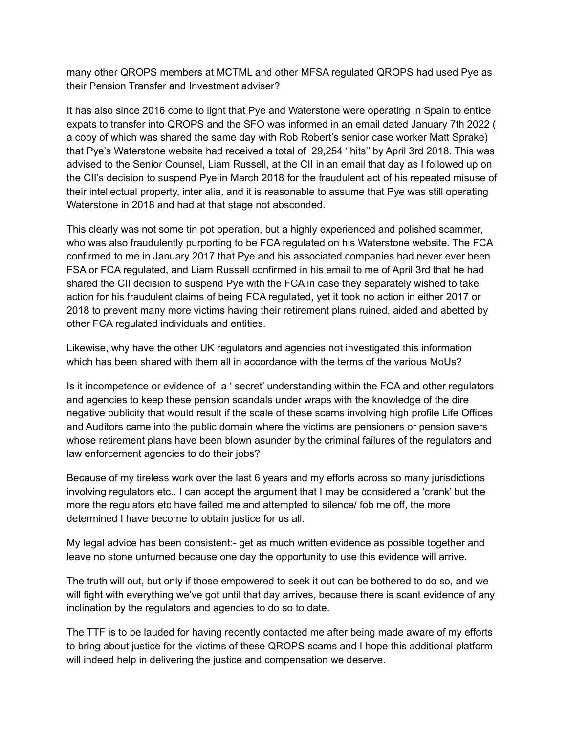many other QROPS members at MCTML and other MFSA regulated QROPS had used Pye as their Pension Transfer and Investment adviser?

It has also since 2016 come to light that Pye and Waterstone were operating in Spain to entice expats to transfer into QROPS and the SFO was informed in an email dated January 7th 2022 ( a copy of which was shared the same day with Rob Robert's senior case worker Matt Sprake) that Pye's Waterstone website had received a total of 29,254 ''hits'' by April 3rd 2018. This was advised to the Senior Counsel, Liam Russell, at the CII in an email that day as I followed up on the CII's decision to suspend Pye in March 2018 for the fraudulent act of his repeated misuse of their intellectual property, inter alia, and it is reasonable to assume that Pye was still operating Waterstone in 2018 and had at that stage not absconded.

This clearly was not some tin pot operation, but a highly experienced and polished scammer, who was also fraudulently purporting to be FCA regulated on his Waterstone website. The FCA confirmed to me in January 2017 that Pye and his associated companies had never ever been FSA or FCA regulated, and Liam Russell confirmed in his email to me of April 3rd that he had shared the CII decision to suspend Pye with the FCA in case they separately wished to take action for his fraudulent claims of being FCA regulated, yet it took no action in either 2017 or 2018 to prevent many more victims having their retirement plans ruined, aided and abetted by other FCA regulated individuals and entities.

Likewise, why have the other UK regulators and agencies not investigated this information which has been shared with them all in accordance with the terms of the various MoUs?

Is it incompetence or evidence of a ' secret' understanding within the FCA and other regulators and agencies to keep these pension scandals under wraps with the knowledge of the dire negative publicity that would result if the scale of these scams involving high profile Life Offices and Auditors came into the public domain where the victims are pensioners or pension savers whose retirement plans have been blown asunder by the criminal failures of the regulators and law enforcement agencies to do their jobs?

Because of my tireless work over the last 6 years and my efforts across so many jurisdictions involving regulators etc., I can accept the argument that I may be considered a 'crank' but the more the regulators etc have failed me and attempted to silence/ fob me off, the more determined I have become to obtain justice for us all.

My legal advice has been consistent:- get as much written evidence as possible together and leave no stone unturned because one day the opportunity to use this evidence will arrive.

The truth will out, but only if those empowered to seek it out can be bothered to do so, and we will fight with everything we've got until that day arrives, because there is scant evidence of any inclination by the regulators and agencies to do so to date.

The TTF is to be lauded for having recently contacted me after being made aware of my efforts to bring about justice for the victims of these QROPS scams and I hope this additional platform will indeed help in delivering the justice and compensation we deserve.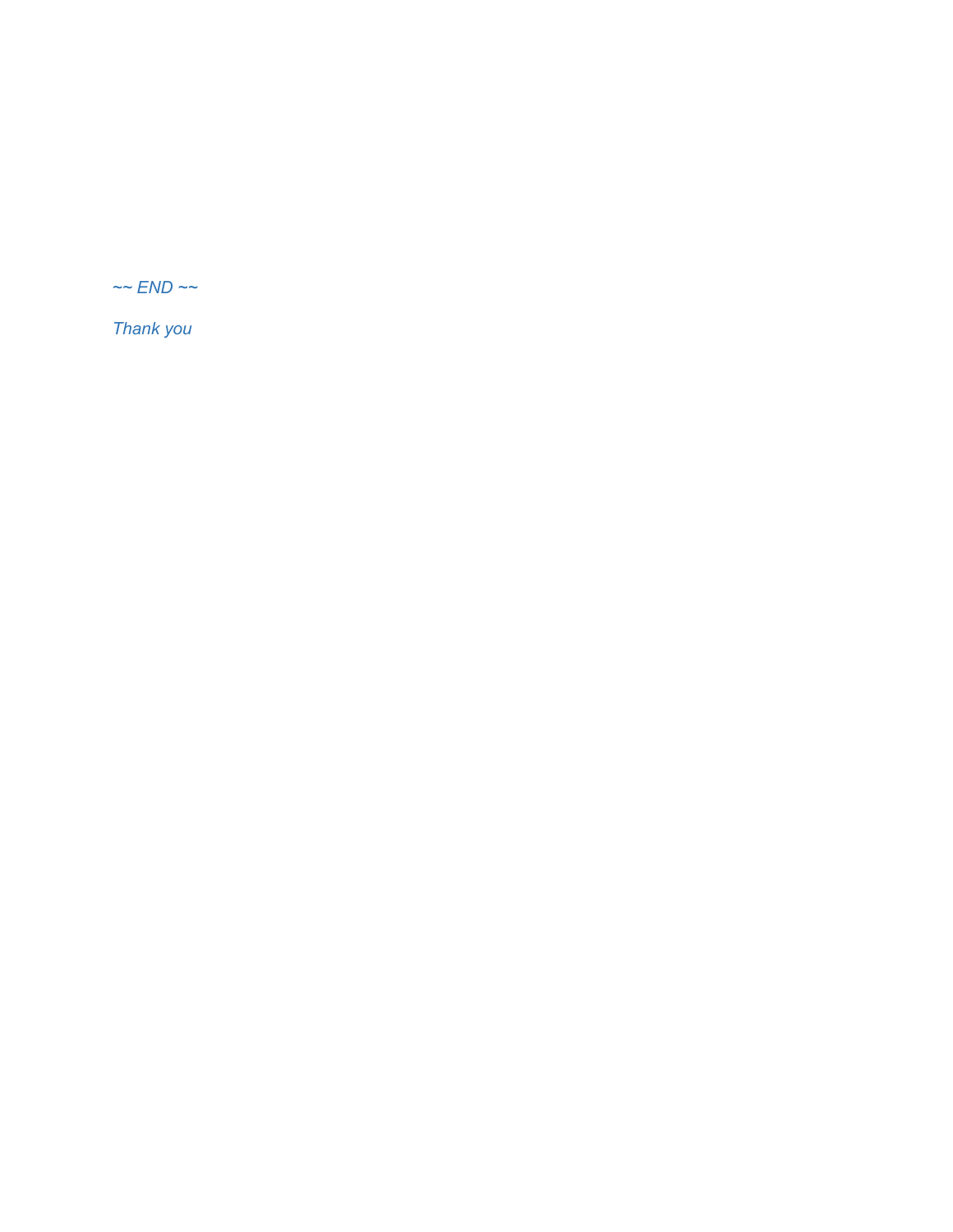*~~ END ~~*

*Thank you*